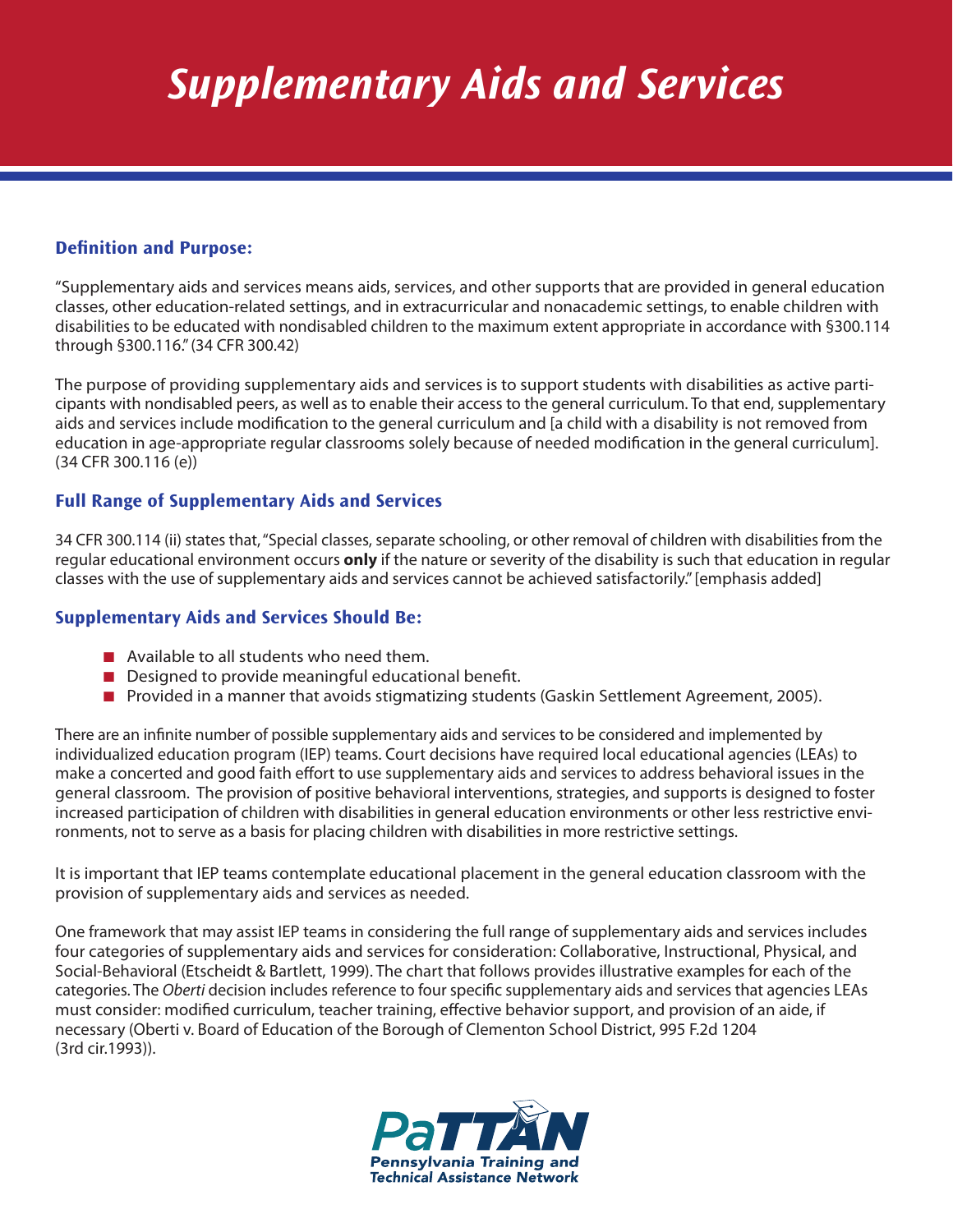# Supplementary Aids and Services

## Definition and Purpose:

"Supplementary aids and services means aids, services, and other supports that are provided in general education classes, other education-related settings, and in extracurricular and nonacademic settings, to enable children with disabilities to be educated with nondisabled children to the maximum extent appropriate in accordance with §300.114 through §300.116." (34 CFR 300.42)

The purpose of providing supplementary aids and services is to support students with disabilities as active participants with nondisabled peers, as well as to enable their access to the general curriculum. To that end, supplementary aids and services include modification to the general curriculum and [a child with a disability is not removed from education in age-appropriate regular classrooms solely because of needed modification in the general curriculum]. (34 CFR 300.116 (e))

## Full Range of Supplementary Aids and Services

34 CFR 300.114 (ii) states that, "Special classes, separate schooling, or other removal of children with disabilities from the regular educational environment occurs **only** if the nature or severity of the disability is such that education in regular classes with the use of supplementary aids and services cannot be achieved satisfactorily." [emphasis added]

## Supplementary Aids and Services Should Be:

- Available to all students who need them.
- Designed to provide meaningful educational benefit.
- Provided in a manner that avoids stigmatizing students (Gaskin Settlement Agreement, 2005).

There are an infinite number of possible supplementary aids and services to be considered and implemented by individualized education program (IEP) teams. Court decisions have required local educational agencies (LEAs) to make a concerted and good faith effort to use supplementary aids and services to address behavioral issues in the general classroom. The provision of positive behavioral interventions, strategies, and supports is designed to foster increased participation of children with disabilities in general education environments or other less restrictive environments, not to serve as a basis for placing children with disabilities in more restrictive settings.

It is important that IEP teams contemplate educational placement in the general education classroom with the provision of supplementary aids and services as needed.

One framework that may assist IEP teams in considering the full range of supplementary aids and services includes four categories of supplementary aids and services for consideration: Collaborative, Instructional, Physical, and Social-Behavioral (Etscheidt & Bartlett, 1999). The chart that follows provides illustrative examples for each of the categories. The *Oberti* decision includes reference to four specific supplementary aids and services that agencies LEAs must consider: modified curriculum, teacher training, effective behavior support, and provision of an aide, if necessary (Oberti v. Board of Education of the Borough of Clementon School District, 995 F.2d 1204 (3rd cir.1993)).

PaTTAN
Pennsylvania Training and Technical Assistance Network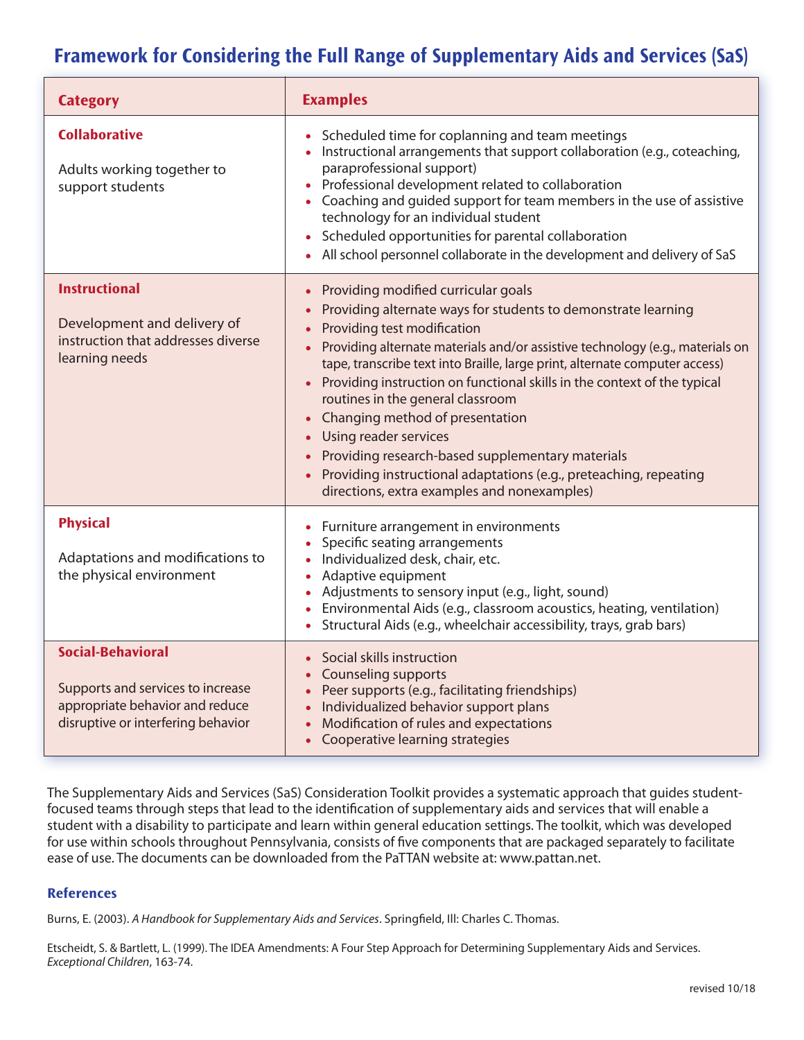# Framework for Considering the Full Range of Supplementary Aids and Services (SaS)

| Category | Examples |
| --- | --- |
| **Collaborative**<br><br>Adults working together to support students | • Scheduled time for coplanning and team meetings<br>• Instructional arrangements that support collaboration (e.g., coteaching, paraprofessional support)<br>• Professional development related to collaboration<br>• Coaching and guided support for team members in the use of assistive technology for an individual student<br>• Scheduled opportunities for parental collaboration<br>• All school personnel collaborate in the development and delivery of SaS |
| **Instructional**<br><br>Development and delivery of instruction that addresses diverse learning needs | • Providing modified curricular goals<br>• Providing alternate ways for students to demonstrate learning<br>• Providing test modification<br>• Providing alternate materials and/or assistive technology (e.g., materials on tape, transcribe text into Braille, large print, alternate computer access)<br>• Providing instruction on functional skills in the context of the typical routines in the general classroom<br>• Changing method of presentation<br>• Using reader services<br>• Providing research-based supplementary materials<br>• Providing instructional adaptations (e.g., preteaching, repeating directions, extra examples and nonexamples) |
| **Physical**<br><br>Adaptations and modifications to the physical environment | • Furniture arrangement in environments<br>• Specific seating arrangements<br>• Individualized desk, chair, etc.<br>• Adaptive equipment<br>• Adjustments to sensory input (e.g., light, sound)<br>• Environmental Aids (e.g., classroom acoustics, heating, ventilation)<br>• Structural Aids (e.g., wheelchair accessibility, trays, grab bars) |
| **Social-Behavioral**<br><br>Supports and services to increase appropriate behavior and reduce disruptive or interfering behavior | • Social skills instruction<br>• Counseling supports<br>• Peer supports (e.g., facilitating friendships)<br>• Individualized behavior support plans<br>• Modification of rules and expectations<br>• Cooperative learning strategies |

The Supplementary Aids and Services (SaS) Consideration Toolkit provides a systematic approach that guides student-focused teams through steps that lead to the identification of supplementary aids and services that will enable a student with a disability to participate and learn within general education settings. The toolkit, which was developed for use within schools throughout Pennsylvania, consists of five components that are packaged separately to facilitate ease of use. The documents can be downloaded from the PaTTAN website at: www.pattan.net.

## References

Burns, E. (2003). *A Handbook for Supplementary Aids and Services*. Springfield, Ill: Charles C. Thomas.

Etscheidt, S. & Bartlett, L. (1999). The IDEA Amendments: A Four Step Approach for Determining Supplementary Aids and Services. *Exceptional Children*, 163-74.

revised 10/18